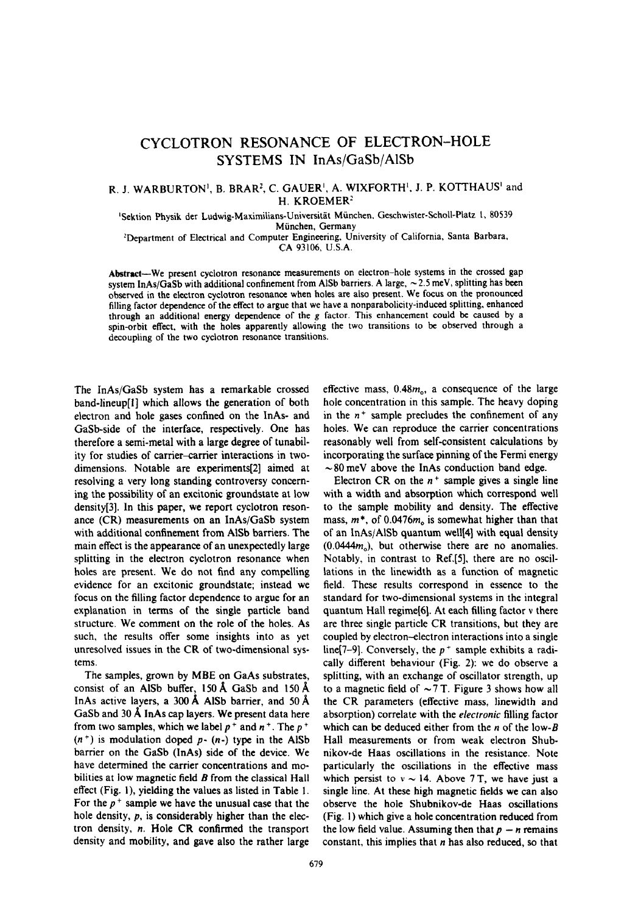# CYCLOTRON RESONANCE OF ELECTRON–HOLE SYSTEMS IN InAs/GaSb/AlSb

R. J. WARBURTON[1], B. BRAR[2], C. GAUER[1], A. WIXFORTH[1], J. P. KOTTHAUS[1] and H. KROEMER[2]

[1]Sektion Physik der Ludwig-Maximilians-Universität München, Geschwister-Scholl-Platz 1, 80539 München, Germany

[2]Department of Electrical and Computer Engineering, University of California, Santa Barbara, CA 93106, U.S.A.

**Abstract**—We present cyclotron resonance measurements on electron–hole systems in the crossed gap system InAs/GaSb with additional confinement from AlSb barriers. A large, ~2.5 meV, splitting has been observed in the electron cyclotron resonance when holes are also present. We focus on the pronounced filling factor dependence of the effect to argue that we have a nonparabolicity-induced splitting, enhanced through an additional energy dependence of the $g$ factor. This enhancement could be caused by a spin-orbit effect, with the holes apparently allowing the two transitions to be observed through a decoupling of the two cyclotron resonance transitions.

The InAs/GaSb system has a remarkable crossed band-lineup[1] which allows the generation of both electron and hole gases confined on the InAs- and GaSb-side of the interface, respectively. One has therefore a semi-metal with a large degree of tunability for studies of carrier–carrier interactions in two-dimensions. Notable are experiments[2] aimed at resolving a very long standing controversy concerning the possibility of an excitonic groundstate at low density[3]. In this paper, we report cyclotron resonance (CR) measurements on an InAs/GaSb system with additional confinement from AlSb barriers. The main effect is the appearance of an unexpectedly large splitting in the electron cyclotron resonance when holes are present. We do not find any compelling evidence for an excitonic groundstate; instead we focus on the filling factor dependence to argue for an explanation in terms of the single particle band structure. We comment on the role of the holes. As such, the results offer some insights into as yet unresolved issues in the CR of two-dimensional systems.

The samples, grown by MBE on GaAs substrates, consist of an AlSb buffer, 150 Å GaSb and 150 Å InAs active layers, a 300 Å AlSb barrier, and 50 Å GaSb and 30 Å InAs cap layers. We present data here from two samples, which we label $p^+$ and $n^+$. The $p^+$ ($n^+$) is modulation doped $p$- ($n$-) type in the AlSb barrier on the GaSb (InAs) side of the device. We have determined the carrier concentrations and mobilities at low magnetic field $B$ from the classical Hall effect (Fig. 1), yielding the values as listed in Table 1. For the $p^+$ sample we have the unusual case that the hole density, $p$, is considerably higher than the electron density, $n$. Hole CR confirmed the transport density and mobility, and gave also the rather large effective mass, $0.48m_o$, a consequence of the large hole concentration in this sample. The heavy doping in the $n^+$ sample precludes the confinement of any holes. We can reproduce the carrier concentrations reasonably well from self-consistent calculations by incorporating the surface pinning of the Fermi energy ~80 meV above the InAs conduction band edge.

Electron CR on the $n^+$ sample gives a single line with a width and absorption which correspond well to the sample mobility and density. The effective mass, $m^*$, of $0.0476m_o$ is somewhat higher than that of an InAs/AlSb quantum well[4] with equal density ($0.0444m_o$), but otherwise there are no anomalies. Notably, in contrast to Ref.[5], there are no oscillations in the linewidth as a function of magnetic field. These results correspond in essence to the standard for two-dimensional systems in the integral quantum Hall regime[6]. At each filling factor $\nu$ there are three single particle CR transitions, but they are coupled by electron–electron interactions into a single line[7–9]. Conversely, the $p^+$ sample exhibits a radically different behaviour (Fig. 2): we do observe a splitting, with an exchange of oscillator strength, up to a magnetic field of ~7 T. Figure 3 shows how all the CR parameters (effective mass, linewidth and absorption) correlate with the *electronic* filling factor which can be deduced either from the $n$ of the low-$B$ Hall measurements or from weak electron Shubnikov-de Haas oscillations in the resistance. Note particularly the oscillations in the effective mass which persist to $\nu$ ~ 14. Above 7 T, we have just a single line. At these high magnetic fields we can also observe the hole Shubnikov-de Haas oscillations (Fig. 1) which give a hole concentration reduced from the low field value. Assuming then that $p - n$ remains constant, this implies that $n$ has also reduced, so that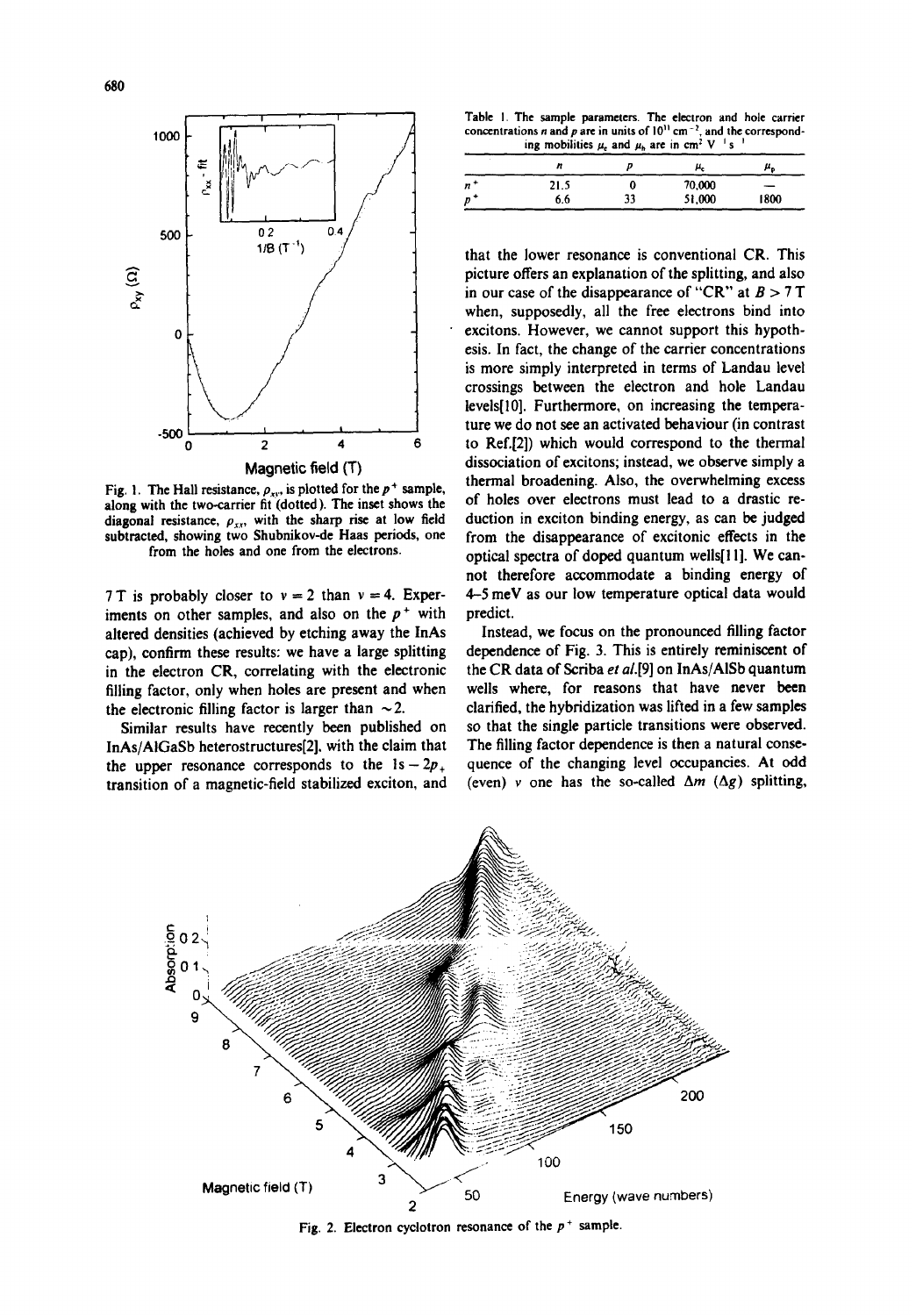Fig. 1. The Hall resistance, $\rho_{xy}$, is plotted for the $p^+$ sample, along with the two-carrier fit (dotted). The inset shows the diagonal resistance, $\rho_{xx}$, with the sharp rise at low field subtracted, showing two Shubnikov-de Haas periods, one from the holes and one from the electrons.

7 T is probably closer to $\nu = 2$ than $\nu = 4$. Experiments on other samples, and also on the $p^+$ with altered densities (achieved by etching away the InAs cap), confirm these results: we have a large splitting in the electron CR, correlating with the electronic filling factor, only when holes are present and when the electronic filling factor is larger than $\sim 2$.

Similar results have recently been published on InAs/AlGaSb heterostructures[2], with the claim that the upper resonance corresponds to the $1s - 2p_+$ transition of a magnetic-field stabilized exciton, and that the lower resonance is conventional CR. This picture offers an explanation of the splitting, and also in our case of the disappearance of "CR" at $B > 7$ T when, supposedly, all the free electrons bind into excitons. However, we cannot support this hypothesis. In fact, the change of the carrier concentrations is more simply interpreted in terms of Landau level crossings between the electron and hole Landau levels[10]. Furthermore, on increasing the temperature we do not see an activated behaviour (in contrast to Ref.[2]) which would correspond to the thermal dissociation of excitons; instead, we observe simply a thermal broadening. Also, the overwhelming excess of holes over electrons must lead to a drastic reduction in exciton binding energy, as can be judged from the disappearance of excitonic effects in the optical spectra of doped quantum wells[11]. We cannot therefore accommodate a binding energy of 4–5 meV as our low temperature optical data would predict.

Instead, we focus on the pronounced filling factor dependence of Fig. 3. This is entirely reminiscent of the CR data of Scriba *et al.*[9] on InAs/AlSb quantum wells where, for reasons that have never been clarified, the hybridization was lifted in a few samples so that the single particle transitions were observed. The filling factor dependence is then a natural consequence of the changing level occupancies. At odd (even) $\nu$ one has the so-called $\Delta m$ ($\Delta g$) splitting,

Table 1. The sample parameters. The electron and hole carrier concentrations $n$ and $p$ are in units of $10^{11}$ cm$^{-2}$, and the corresponding mobilities $\mu_e$ and $\mu_h$ are in cm$^2$ V$^{-1}$s$^{-1}$

| | $n$ | $p$ | $\mu_e$ | $\mu_p$ |
|---|---|---|---|---|
| $n^+$ | 21.5 | 0 | 70,000 | — |
| $p^+$ | 6.6 | 33 | 51,000 | 1800 |

Fig. 2. Electron cyclotron resonance of the $p^+$ sample.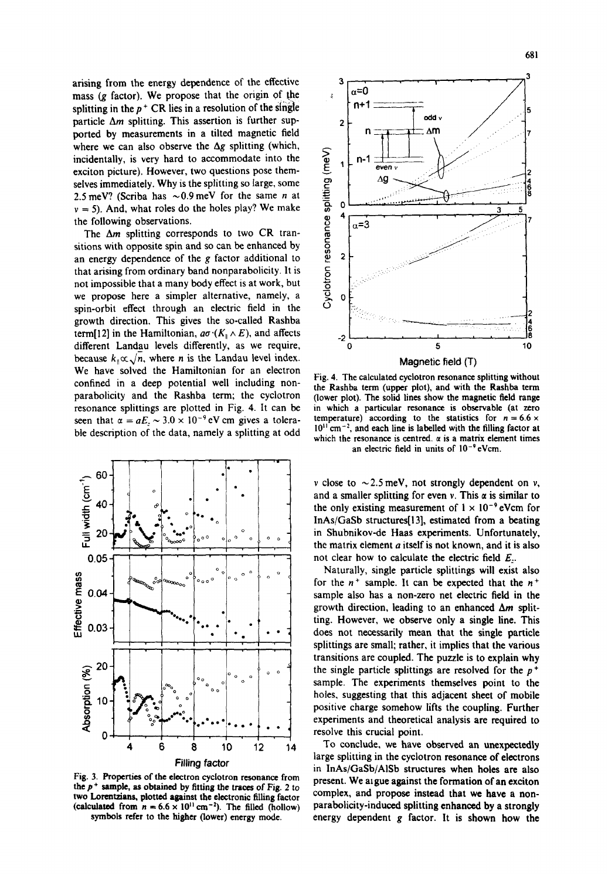arising from the energy dependence of the effective mass (g factor). We propose that the origin of the splitting in the $p^+$ CR lies in a resolution of the single particle $\Delta m$ splitting. This assertion is further supported by measurements in a tilted magnetic field where we can also observe the $\Delta g$ splitting (which, incidentally, is very hard to accommodate into the exciton picture). However, two questions pose themselves immediately. Why is the splitting so large, some 2.5 meV? (Scriba has ~0.9 meV for the same $n$ at $\nu = 5$). And, what roles do the holes play? We make the following observations.

The $\Delta m$ splitting corresponds to two CR transitions with opposite spin and so can be enhanced by an energy dependence of the $g$ factor additional to that arising from ordinary band nonparabolicity. It is not impossible that a many body effect is at work, but we propose here a simpler alternative, namely, a spin-orbit effect through an electric field in the growth direction. This gives the so-called Rashba term[12] in the Hamiltonian, $a\sigma \cdot (K_{\parallel} \wedge E)$, and affects different Landau levels differently, as we require, because $k_{\parallel} \propto \sqrt{n}$, where $n$ is the Landau level index. We have solved the Hamiltonian for an electron confined in a deep potential well including nonparabolicity and the Rashba term; the cyclotron resonance splittings are plotted in Fig. 4. It can be seen that $\alpha = aE_z \sim 3.0 \times 10^{-9}$ eV cm gives a tolerable description of the data, namely a splitting at odd $\nu$ close to ~2.5 meV, not strongly dependent on $\nu$, and a smaller splitting for even $\nu$. This $\alpha$ is similar to the only existing measurement of $1 \times 10^{-9}$ eVcm for InAs/GaSb structures[13], estimated from a beating in Shubnikov-de Haas experiments. Unfortunately, the matrix element $a$ itself is not known, and it is also not clear how to calculate the electric field $E_z$.

Fig. 3. Properties of the electron cyclotron resonance from the $p^+$ sample, as obtained by fitting the traces of Fig. 2 to two Lorentzians, plotted against the electronic filling factor (calculated from $n = 6.6 \times 10^{11}$ cm$^{-2}$). The filled (hollow) symbols refer to the higher (lower) energy mode.

Fig. 4. The calculated cyclotron resonance splitting without the Rashba term (upper plot), and with the Rashba term (lower plot). The solid lines show the magnetic field range in which a particular resonance is observable (at zero temperature) according to the statistics for $n = 6.6 \times 10^{11}$ cm$^{-2}$, and each line is labelled with the filling factor at which the resonance is centred. $\alpha$ is a matrix element times an electric field in units of $10^{-9}$ eVcm.

Naturally, single particle splittings will exist also for the $n^+$ sample. It can be expected that the $n^+$ sample also has a non-zero net electric field in the growth direction, leading to an enhanced $\Delta m$ splitting. However, we observe only a single line. This does not necessarily mean that the single particle splittings are small; rather, it implies that the various transitions are coupled. The puzzle is to explain why the single particle splittings are resolved for the $p^+$ sample. The experiments themselves point to the holes, suggesting that this adjacent sheet of mobile positive charge somehow lifts the coupling. Further experiments and theoretical analysis are required to resolve this crucial point.

To conclude, we have observed an unexpectedly large splitting in the cyclotron resonance of electrons in InAs/GaSb/AlSb structures when holes are also present. We argue against the formation of an exciton complex, and propose instead that we have a nonparabolicity-induced splitting enhanced by a strongly energy dependent $g$ factor. It is shown how the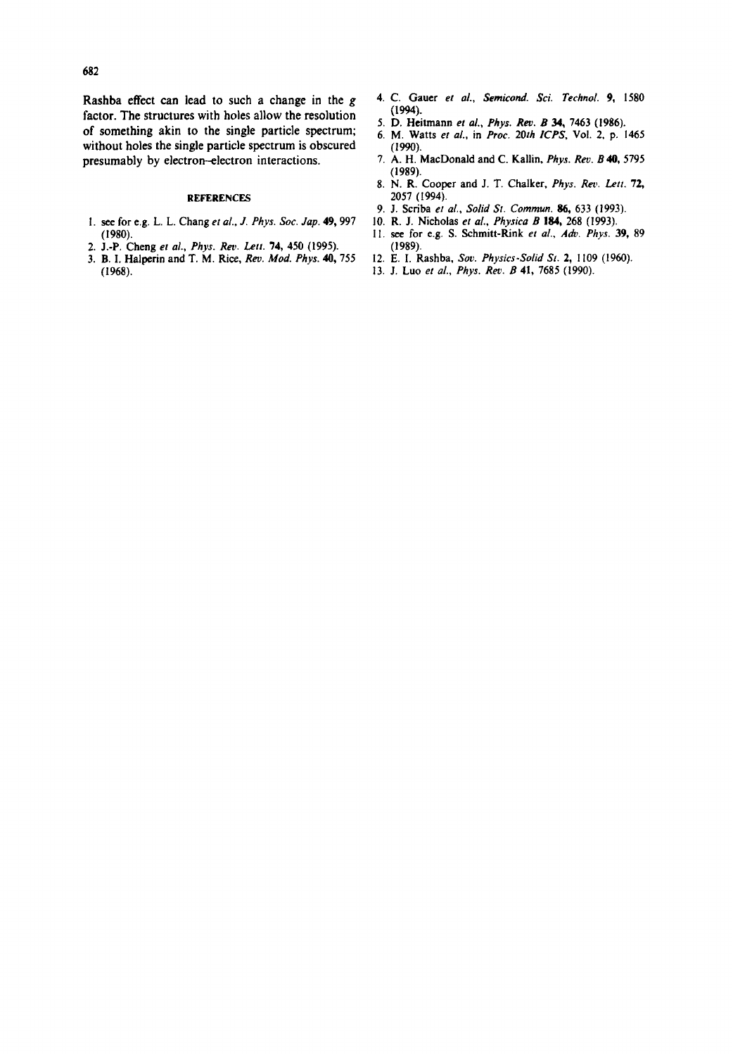Rashba effect can lead to such a change in the $g$ factor. The structures with holes allow the resolution of something akin to the single particle spectrum; without holes the single particle spectrum is obscured presumably by electron–electron interactions.

## REFERENCES

1. see for e.g. L. L. Chang *et al., J. Phys. Soc. Jap.* **49,** 997 (1980).
2. J.-P. Cheng *et al., Phys. Rev. Lett.* **74,** 450 (1995).
3. B. I. Halperin and T. M. Rice, *Rev. Mod. Phys.* **40,** 755 (1968).
4. C. Gauer *et al., Semicond. Sci. Technol.* **9,** 1580 (1994).
5. D. Heitmann *et al., Phys. Rev. B* **34,** 7463 (1986).
6. M. Watts *et al.,* in *Proc. 20th ICPS,* Vol. 2, p. 1465 (1990).
7. A. H. MacDonald and C. Kallin, *Phys. Rev. B* **40,** 5795 (1989).
8. N. R. Cooper and J. T. Chalker, *Phys. Rev. Lett.* **72,** 2057 (1994).
9. J. Scriba *et al., Solid St. Commun.* **86,** 633 (1993).
10. R. J. Nicholas *et al., Physica B* **184,** 268 (1993).
11. see for e.g. S. Schmitt-Rink *et al., Adv. Phys.* **39,** 89 (1989).
12. E. I. Rashba, *Sov. Physics-Solid St.* **2,** 1109 (1960).
13. J. Luo *et al., Phys. Rev. B* **41,** 7685 (1990).